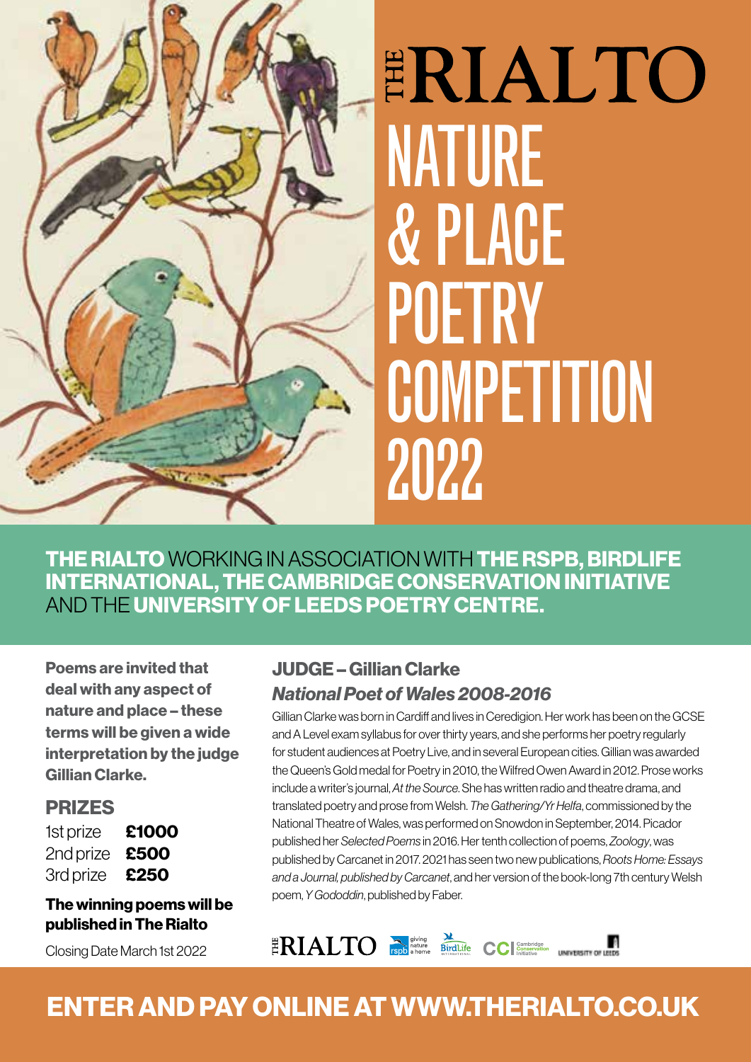# THE RIALTO NATURE & PLACE POETRY COMPETITION 2022

**THE RIALTO** WORKING IN ASSOCIATION WITH **THE RSPB, BIRDLIFE INTERNATIONAL, THE CAMBRIDGE CONSERVATION INITIATIVE** AND THE **UNIVERSITY OF LEEDS POETRY CENTRE.**

**Poems are invited that deal with any aspect of nature and place – these terms will be given a wide interpretation by the judge Gillian Clarke.**

## PRIZES

1st prize **£1000**
2nd prize **£500**
3rd prize **£250**

**The winning poems will be published in The Rialto**

Closing Date March 1st 2022

## JUDGE – Gillian Clarke

### *National Poet of Wales 2008-2016*

Gillian Clarke was born in Cardiff and lives in Ceredigion. Her work has been on the GCSE and A Level exam syllabus for over thirty years, and she performs her poetry regularly for student audiences at Poetry Live, and in several European cities. Gillian was awarded the Queen's Gold medal for Poetry in 2010, the Wilfred Owen Award in 2012. Prose works include a writer's journal, *At the Source*. She has written radio and theatre drama, and translated poetry and prose from Welsh. *The Gathering/Yr Helfa*, commissioned by the National Theatre of Wales, was performed on Snowdon in September, 2014. Picador published her *Selected Poems* in 2016. Her tenth collection of poems, *Zoology*, was published by Carcanet in 2017. 2021 has seen two new publications, *Roots Home: Essays and a Journal, published by Carcanet*, and her version of the book-long 7th century Welsh poem, *Y Gododdin*, published by Faber.

THE RIALTO · rspb giving nature a home · BirdLife International · CCI Cambridge Conservation Initiative · University of Leeds

## ENTER AND PAY ONLINE AT WWW.THERIALTO.CO.UK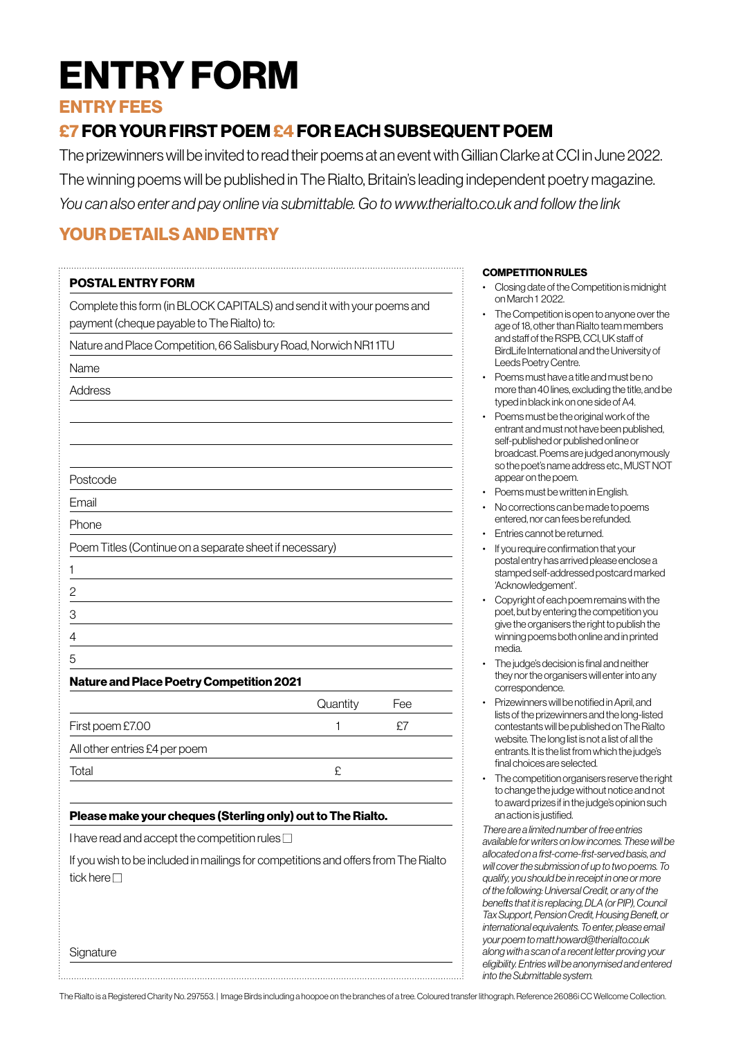# ENTRY FORM

## ENTRY FEES

### £7 FOR YOUR FIRST POEM £4 FOR EACH SUBSEQUENT POEM

The prizewinners will be invited to read their poems at an event with Gillian Clarke at CCI in June 2022.

The winning poems will be published in The Rialto, Britain's leading independent poetry magazine.

*You can also enter and pay online via submittable. Go to www.therialto.co.uk and follow the link*

## YOUR DETAILS AND ENTRY

**POSTAL ENTRY FORM**

Complete this form (in BLOCK CAPITALS) and send it with your poems and payment (cheque payable to The Rialto) to:

Nature and Place Competition, 66 Salisbury Road, Norwich NR1 1TU

Name

Address

Postcode

Email

Phone

Poem Titles (Continue on a separate sheet if necessary)

1

2

3

4

5

**Nature and Place Poetry Competition 2021**

| | Quantity | Fee |
|---|---|---|
| First poem £7.00 | 1 | £7 |
| All other entries £4 per poem | | |
| Total | £ | |

**Please make your cheques (Sterling only) out to The Rialto.**

I have read and accept the competition rules ☐

If you wish to be included in mailings for competitions and offers from The Rialto tick here ☐

Signature

**COMPETITION RULES**

- Closing date of the Competition is midnight on March 1 2022.
- The Competition is open to anyone over the age of 18, other than Rialto team members and staff of the RSPB, CCI, UK staff of BirdLife International and the University of Leeds Poetry Centre.
- Poems must have a title and must be no more than 40 lines, excluding the title, and be typed in black ink on one side of A4.
- Poems must be the original work of the entrant and must not have been published, self-published or published online or broadcast. Poems are judged anonymously so the poet's name address etc., MUST NOT appear on the poem.
- Poems must be written in English.
- No corrections can be made to poems entered, nor can fees be refunded.
- Entries cannot be returned.
- If you require confirmation that your postal entry has arrived please enclose a stamped self-addressed postcard marked 'Acknowledgement'.
- Copyright of each poem remains with the poet, but by entering the competition you give the organisers the right to publish the winning poems both online and in printed media.
- The judge's decision is final and neither they nor the organisers will enter into any correspondence.
- Prizewinners will be notified in April, and lists of the prizewinners and the long-listed contestants will be published on The Rialto website. The long list is not a list of all the entrants. It is the list from which the judge's final choices are selected.
- The competition organisers reserve the right to change the judge without notice and not to award prizes if in the judge's opinion such an action is justified.

*There are a limited number of free entries available for writers on low incomes. These will be allocated on a first-come-first-served basis, and will cover the submission of up to two poems. To qualify, you should be in receipt in one or more of the following: Universal Credit, or any of the benefits that it is replacing, DLA (or PIP), Council Tax Support, Pension Credit, Housing Benefit, or international equivalents. To enter, please email your poem to matt.howard@therialto.co.uk along with a scan of a recent letter proving your eligibility. Entries will be anonymised and entered into the Submittable system.*

The Rialto is a Registered Charity No. 297553. | Image Birds including a hoopoe on the branches of a tree. Coloured transfer lithograph. Reference 26086i CC Wellcome Collection.